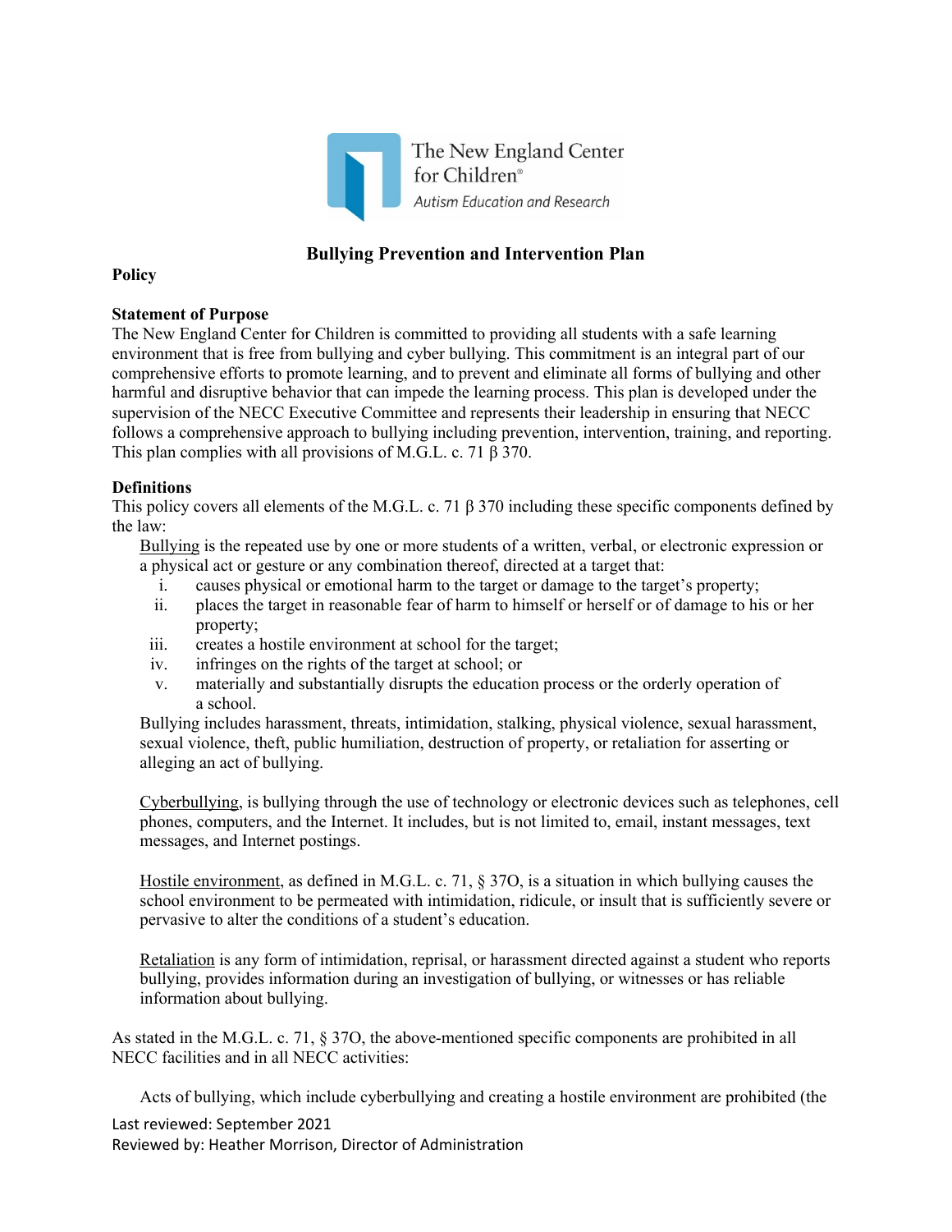The New England Center for Children®
Autism Education and Research

# Bullying Prevention and Intervention Plan

**Policy**

**Statement of Purpose**

The New England Center for Children is committed to providing all students with a safe learning environment that is free from bullying and cyber bullying. This commitment is an integral part of our comprehensive efforts to promote learning, and to prevent and eliminate all forms of bullying and other harmful and disruptive behavior that can impede the learning process. This plan is developed under the supervision of the NECC Executive Committee and represents their leadership in ensuring that NECC follows a comprehensive approach to bullying including prevention, intervention, training, and reporting. This plan complies with all provisions of M.G.L. c. 71 β 370.

**Definitions**

This policy covers all elements of the M.G.L. c. 71 β 370 including these specific components defined by the law:

Bullying is the repeated use by one or more students of a written, verbal, or electronic expression or a physical act or gesture or any combination thereof, directed at a target that:

i. causes physical or emotional harm to the target or damage to the target's property;
ii. places the target in reasonable fear of harm to himself or herself or of damage to his or her property;
iii. creates a hostile environment at school for the target;
iv. infringes on the rights of the target at school; or
v. materially and substantially disrupts the education process or the orderly operation of a school.

Bullying includes harassment, threats, intimidation, stalking, physical violence, sexual harassment, sexual violence, theft, public humiliation, destruction of property, or retaliation for asserting or alleging an act of bullying.

Cyberbullying, is bullying through the use of technology or electronic devices such as telephones, cell phones, computers, and the Internet. It includes, but is not limited to, email, instant messages, text messages, and Internet postings.

Hostile environment, as defined in M.G.L. c. 71, § 37O, is a situation in which bullying causes the school environment to be permeated with intimidation, ridicule, or insult that is sufficiently severe or pervasive to alter the conditions of a student's education.

Retaliation is any form of intimidation, reprisal, or harassment directed against a student who reports bullying, provides information during an investigation of bullying, or witnesses or has reliable information about bullying.

As stated in the M.G.L. c. 71, § 37O, the above-mentioned specific components are prohibited in all NECC facilities and in all NECC activities:

Acts of bullying, which include cyberbullying and creating a hostile environment are prohibited (the

Last reviewed: September 2021
Reviewed by: Heather Morrison, Director of Administration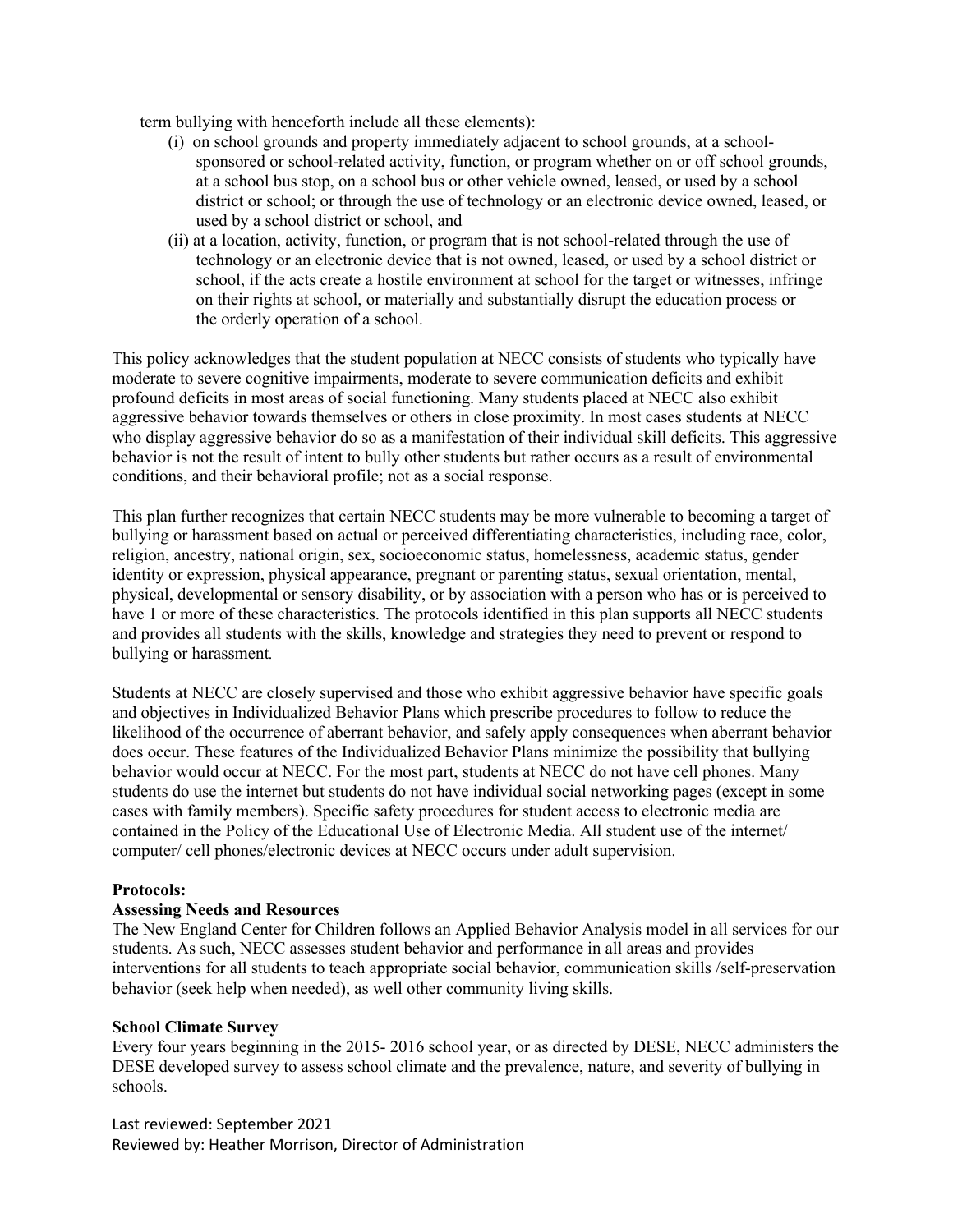term bullying with henceforth include all these elements):

(i) on school grounds and property immediately adjacent to school grounds, at a school-sponsored or school-related activity, function, or program whether on or off school grounds, at a school bus stop, on a school bus or other vehicle owned, leased, or used by a school district or school; or through the use of technology or an electronic device owned, leased, or used by a school district or school, and

(ii) at a location, activity, function, or program that is not school-related through the use of technology or an electronic device that is not owned, leased, or used by a school district or school, if the acts create a hostile environment at school for the target or witnesses, infringe on their rights at school, or materially and substantially disrupt the education process or the orderly operation of a school.

This policy acknowledges that the student population at NECC consists of students who typically have moderate to severe cognitive impairments, moderate to severe communication deficits and exhibit profound deficits in most areas of social functioning. Many students placed at NECC also exhibit aggressive behavior towards themselves or others in close proximity. In most cases students at NECC who display aggressive behavior do so as a manifestation of their individual skill deficits. This aggressive behavior is not the result of intent to bully other students but rather occurs as a result of environmental conditions, and their behavioral profile; not as a social response.

This plan further recognizes that certain NECC students may be more vulnerable to becoming a target of bullying or harassment based on actual or perceived differentiating characteristics, including race, color, religion, ancestry, national origin, sex, socioeconomic status, homelessness, academic status, gender identity or expression, physical appearance, pregnant or parenting status, sexual orientation, mental, physical, developmental or sensory disability, or by association with a person who has or is perceived to have 1 or more of these characteristics. The protocols identified in this plan supports all NECC students and provides all students with the skills, knowledge and strategies they need to prevent or respond to bullying or harassment.

Students at NECC are closely supervised and those who exhibit aggressive behavior have specific goals and objectives in Individualized Behavior Plans which prescribe procedures to follow to reduce the likelihood of the occurrence of aberrant behavior, and safely apply consequences when aberrant behavior does occur. These features of the Individualized Behavior Plans minimize the possibility that bullying behavior would occur at NECC. For the most part, students at NECC do not have cell phones. Many students do use the internet but students do not have individual social networking pages (except in some cases with family members). Specific safety procedures for student access to electronic media are contained in the Policy of the Educational Use of Electronic Media. All student use of the internet/ computer/ cell phones/electronic devices at NECC occurs under adult supervision.

**Protocols:**

**Assessing Needs and Resources**

The New England Center for Children follows an Applied Behavior Analysis model in all services for our students. As such, NECC assesses student behavior and performance in all areas and provides interventions for all students to teach appropriate social behavior, communication skills /self-preservation behavior (seek help when needed), as well other community living skills.

**School Climate Survey**

Every four years beginning in the 2015- 2016 school year, or as directed by DESE, NECC administers the DESE developed survey to assess school climate and the prevalence, nature, and severity of bullying in schools.

Last reviewed: September 2021
Reviewed by: Heather Morrison, Director of Administration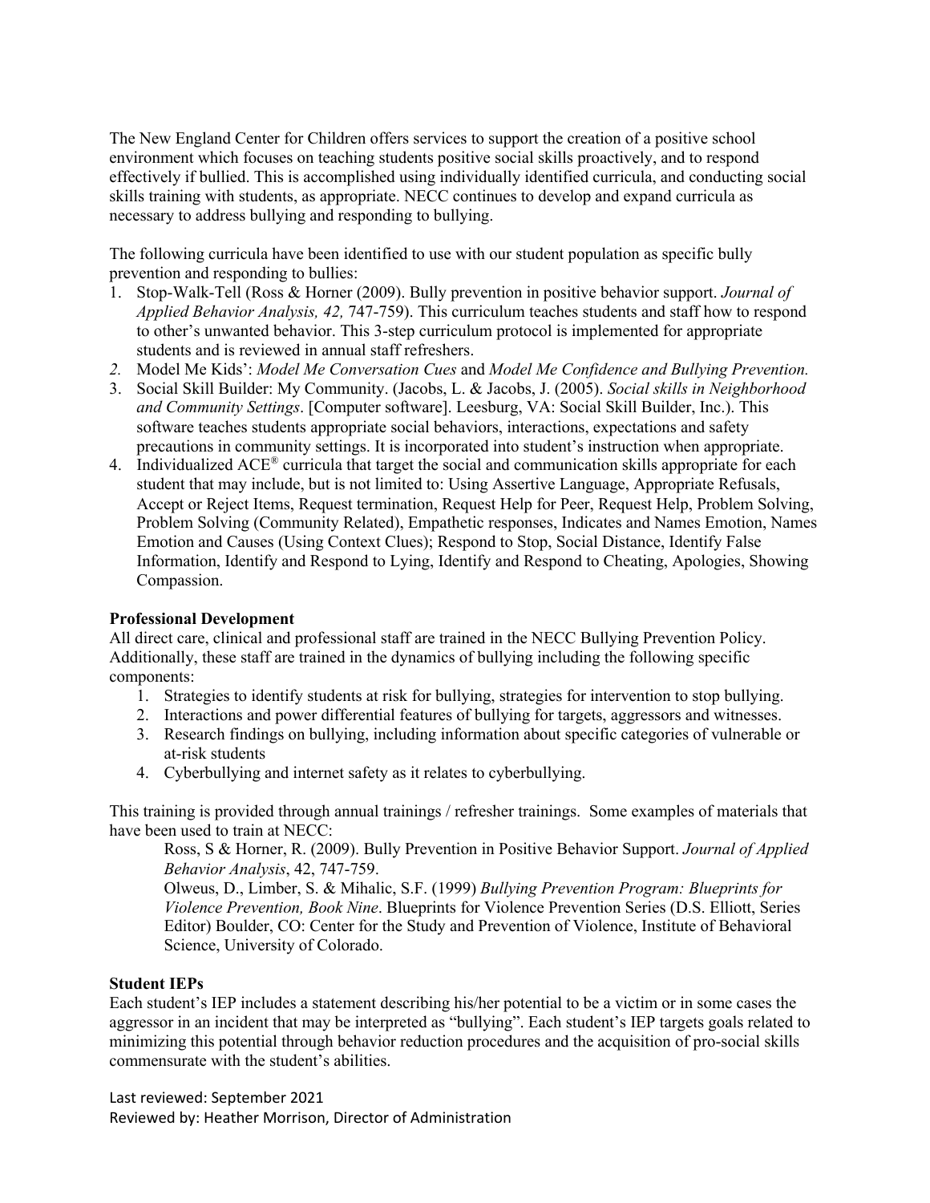The New England Center for Children offers services to support the creation of a positive school environment which focuses on teaching students positive social skills proactively, and to respond effectively if bullied. This is accomplished using individually identified curricula, and conducting social skills training with students, as appropriate. NECC continues to develop and expand curricula as necessary to address bullying and responding to bullying.

The following curricula have been identified to use with our student population as specific bully prevention and responding to bullies:

1. Stop-Walk-Tell (Ross & Horner (2009). Bully prevention in positive behavior support. *Journal of Applied Behavior Analysis, 42,* 747-759). This curriculum teaches students and staff how to respond to other's unwanted behavior. This 3-step curriculum protocol is implemented for appropriate students and is reviewed in annual staff refreshers.
2. Model Me Kids': *Model Me Conversation Cues* and *Model Me Confidence and Bullying Prevention.*
3. Social Skill Builder: My Community. (Jacobs, L. & Jacobs, J. (2005). *Social skills in Neighborhood and Community Settings*. [Computer software]. Leesburg, VA: Social Skill Builder, Inc.). This software teaches students appropriate social behaviors, interactions, expectations and safety precautions in community settings. It is incorporated into student's instruction when appropriate.
4. Individualized ACE® curricula that target the social and communication skills appropriate for each student that may include, but is not limited to: Using Assertive Language, Appropriate Refusals, Accept or Reject Items, Request termination, Request Help for Peer, Request Help, Problem Solving, Problem Solving (Community Related), Empathetic responses, Indicates and Names Emotion, Names Emotion and Causes (Using Context Clues); Respond to Stop, Social Distance, Identify False Information, Identify and Respond to Lying, Identify and Respond to Cheating, Apologies, Showing Compassion.

**Professional Development**

All direct care, clinical and professional staff are trained in the NECC Bullying Prevention Policy. Additionally, these staff are trained in the dynamics of bullying including the following specific components:

1. Strategies to identify students at risk for bullying, strategies for intervention to stop bullying.
2. Interactions and power differential features of bullying for targets, aggressors and witnesses.
3. Research findings on bullying, including information about specific categories of vulnerable or at-risk students
4. Cyberbullying and internet safety as it relates to cyberbullying.

This training is provided through annual trainings / refresher trainings. Some examples of materials that have been used to train at NECC:

Ross, S & Horner, R. (2009). Bully Prevention in Positive Behavior Support. *Journal of Applied Behavior Analysis*, 42, 747-759.

Olweus, D., Limber, S. & Mihalic, S.F. (1999) *Bullying Prevention Program: Blueprints for Violence Prevention, Book Nine*. Blueprints for Violence Prevention Series (D.S. Elliott, Series Editor) Boulder, CO: Center for the Study and Prevention of Violence, Institute of Behavioral Science, University of Colorado.

**Student IEPs**

Each student's IEP includes a statement describing his/her potential to be a victim or in some cases the aggressor in an incident that may be interpreted as "bullying". Each student's IEP targets goals related to minimizing this potential through behavior reduction procedures and the acquisition of pro-social skills commensurate with the student's abilities.

Last reviewed: September 2021
Reviewed by: Heather Morrison, Director of Administration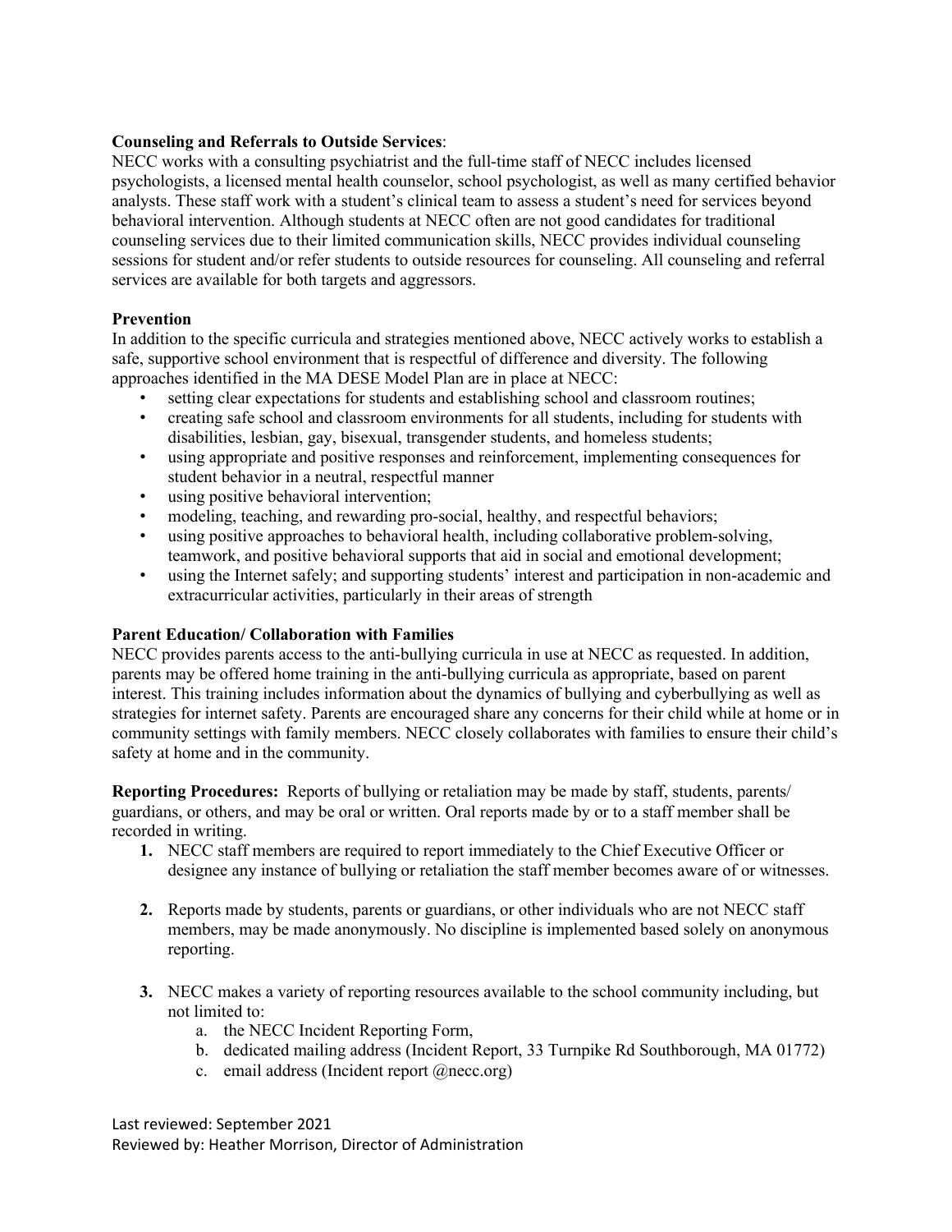**Counseling and Referrals to Outside Services**:
NECC works with a consulting psychiatrist and the full-time staff of NECC includes licensed psychologists, a licensed mental health counselor, school psychologist, as well as many certified behavior analysts. These staff work with a student's clinical team to assess a student's need for services beyond behavioral intervention. Although students at NECC often are not good candidates for traditional counseling services due to their limited communication skills, NECC provides individual counseling sessions for student and/or refer students to outside resources for counseling. All counseling and referral services are available for both targets and aggressors.

**Prevention**
In addition to the specific curricula and strategies mentioned above, NECC actively works to establish a safe, supportive school environment that is respectful of difference and diversity. The following approaches identified in the MA DESE Model Plan are in place at NECC:

- setting clear expectations for students and establishing school and classroom routines;
- creating safe school and classroom environments for all students, including for students with disabilities, lesbian, gay, bisexual, transgender students, and homeless students;
- using appropriate and positive responses and reinforcement, implementing consequences for student behavior in a neutral, respectful manner
- using positive behavioral intervention;
- modeling, teaching, and rewarding pro-social, healthy, and respectful behaviors;
- using positive approaches to behavioral health, including collaborative problem-solving, teamwork, and positive behavioral supports that aid in social and emotional development;
- using the Internet safely; and supporting students' interest and participation in non-academic and extracurricular activities, particularly in their areas of strength

**Parent Education/ Collaboration with Families**
NECC provides parents access to the anti-bullying curricula in use at NECC as requested. In addition, parents may be offered home training in the anti-bullying curricula as appropriate, based on parent interest. This training includes information about the dynamics of bullying and cyberbullying as well as strategies for internet safety. Parents are encouraged share any concerns for their child while at home or in community settings with family members. NECC closely collaborates with families to ensure their child's safety at home and in the community.

**Reporting Procedures:** Reports of bullying or retaliation may be made by staff, students, parents/ guardians, or others, and may be oral or written. Oral reports made by or to a staff member shall be recorded in writing.

1. NECC staff members are required to report immediately to the Chief Executive Officer or designee any instance of bullying or retaliation the staff member becomes aware of or witnesses.

2. Reports made by students, parents or guardians, or other individuals who are not NECC staff members, may be made anonymously. No discipline is implemented based solely on anonymous reporting.

3. NECC makes a variety of reporting resources available to the school community including, but not limited to:
   a. the NECC Incident Reporting Form,
   b. dedicated mailing address (Incident Report, 33 Turnpike Rd Southborough, MA 01772)
   c. email address (Incident report @necc.org)

Last reviewed: September 2021
Reviewed by: Heather Morrison, Director of Administration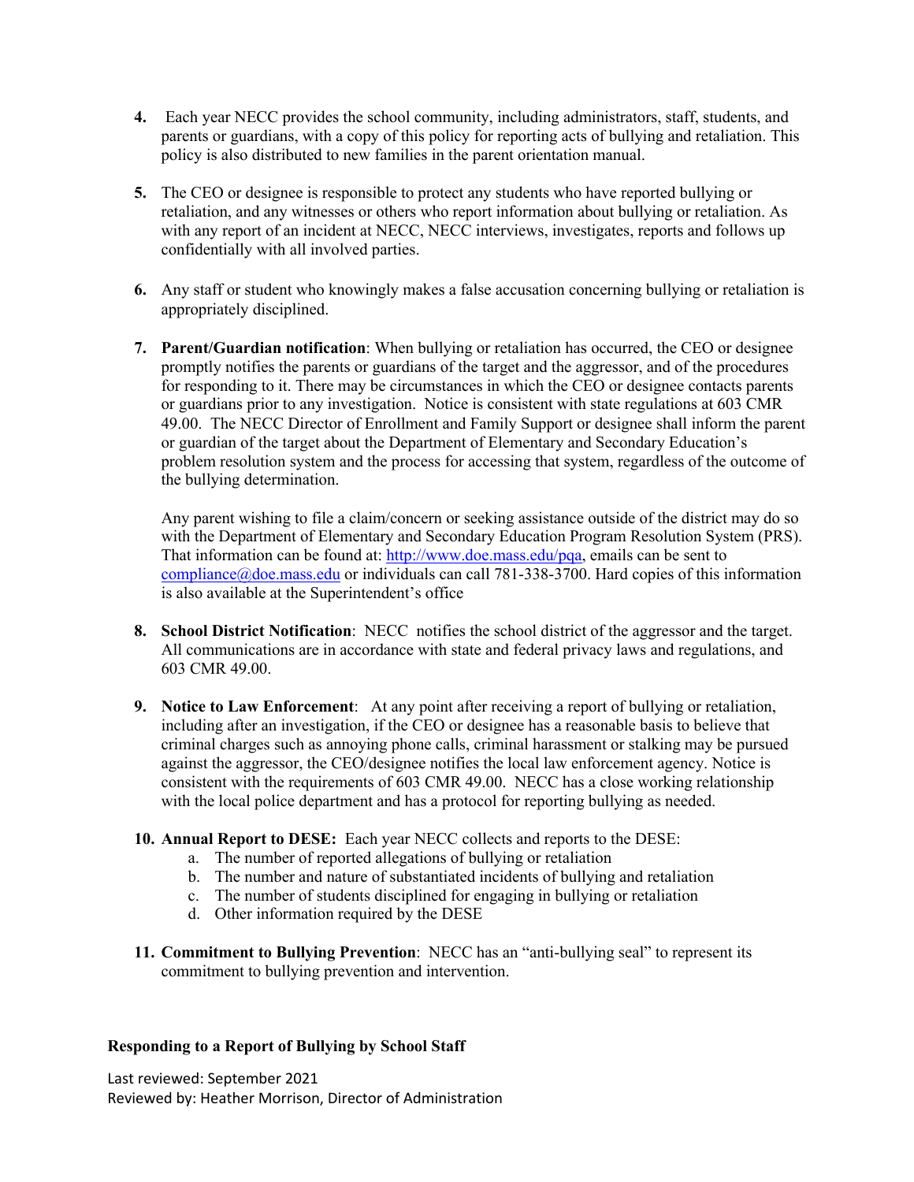4. Each year NECC provides the school community, including administrators, staff, students, and parents or guardians, with a copy of this policy for reporting acts of bullying and retaliation. This policy is also distributed to new families in the parent orientation manual.

5. The CEO or designee is responsible to protect any students who have reported bullying or retaliation, and any witnesses or others who report information about bullying or retaliation. As with any report of an incident at NECC, NECC interviews, investigates, reports and follows up confidentially with all involved parties.

6. Any staff or student who knowingly makes a false accusation concerning bullying or retaliation is appropriately disciplined.

7. **Parent/Guardian notification**: When bullying or retaliation has occurred, the CEO or designee promptly notifies the parents or guardians of the target and the aggressor, and of the procedures for responding to it. There may be circumstances in which the CEO or designee contacts parents or guardians prior to any investigation. Notice is consistent with state regulations at 603 CMR 49.00. The NECC Director of Enrollment and Family Support or designee shall inform the parent or guardian of the target about the Department of Elementary and Secondary Education's problem resolution system and the process for accessing that system, regardless of the outcome of the bullying determination.

   Any parent wishing to file a claim/concern or seeking assistance outside of the district may do so with the Department of Elementary and Secondary Education Program Resolution System (PRS). That information can be found at: [http://www.doe.mass.edu/pqa](http://www.doe.mass.edu/pqa), emails can be sent to [compliance@doe.mass.edu](mailto:compliance@doe.mass.edu) or individuals can call 781-338-3700. Hard copies of this information is also available at the Superintendent's office

8. **School District Notification**: NECC notifies the school district of the aggressor and the target. All communications are in accordance with state and federal privacy laws and regulations, and 603 CMR 49.00.

9. **Notice to Law Enforcement**: At any point after receiving a report of bullying or retaliation, including after an investigation, if the CEO or designee has a reasonable basis to believe that criminal charges such as annoying phone calls, criminal harassment or stalking may be pursued against the aggressor, the CEO/designee notifies the local law enforcement agency. Notice is consistent with the requirements of 603 CMR 49.00. NECC has a close working relationship with the local police department and has a protocol for reporting bullying as needed.

10. **Annual Report to DESE:** Each year NECC collects and reports to the DESE:
    a. The number of reported allegations of bullying or retaliation
    b. The number and nature of substantiated incidents of bullying and retaliation
    c. The number of students disciplined for engaging in bullying or retaliation
    d. Other information required by the DESE

11. **Commitment to Bullying Prevention**: NECC has an "anti-bullying seal" to represent its commitment to bullying prevention and intervention.

**Responding to a Report of Bullying by School Staff**

Last reviewed: September 2021
Reviewed by: Heather Morrison, Director of Administration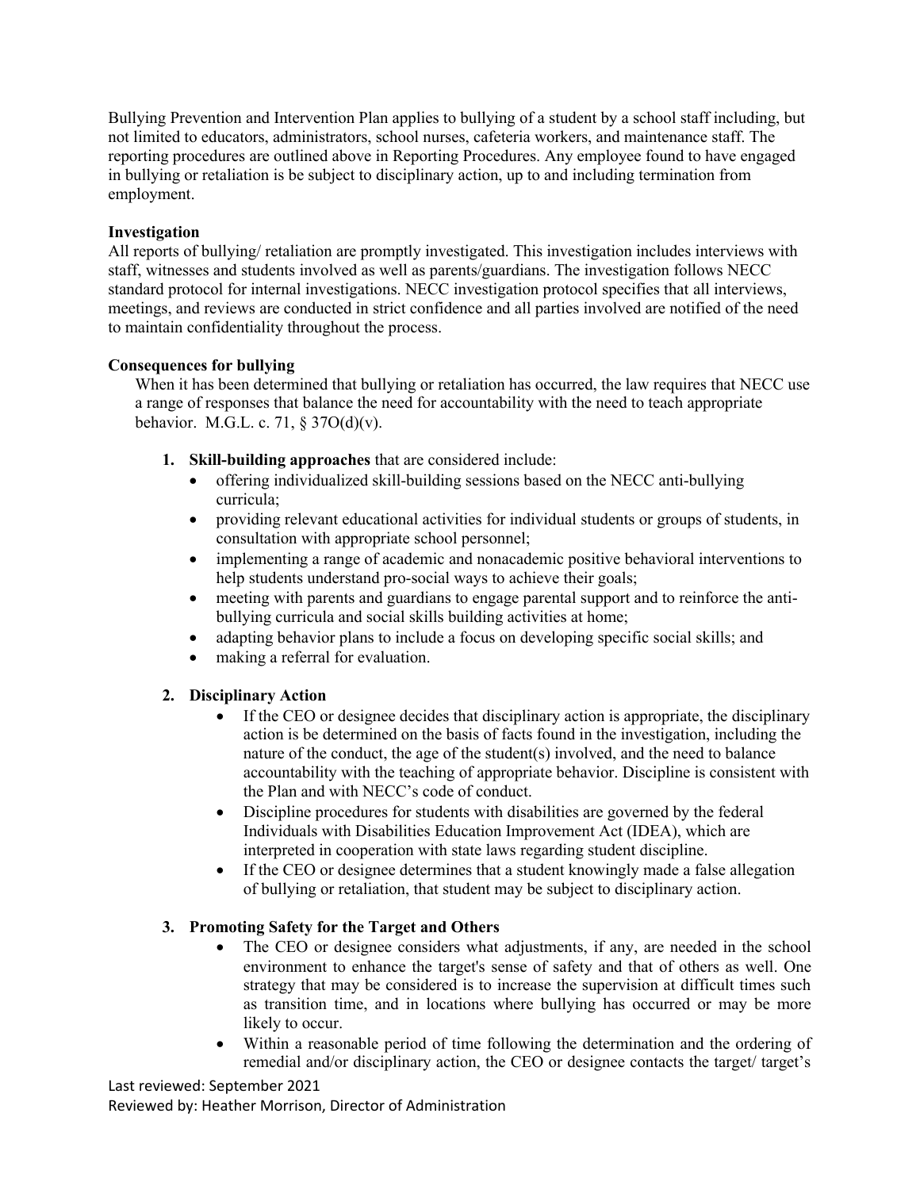Bullying Prevention and Intervention Plan applies to bullying of a student by a school staff including, but not limited to educators, administrators, school nurses, cafeteria workers, and maintenance staff. The reporting procedures are outlined above in Reporting Procedures. Any employee found to have engaged in bullying or retaliation is be subject to disciplinary action, up to and including termination from employment.

**Investigation**

All reports of bullying/ retaliation are promptly investigated. This investigation includes interviews with staff, witnesses and students involved as well as parents/guardians. The investigation follows NECC standard protocol for internal investigations. NECC investigation protocol specifies that all interviews, meetings, and reviews are conducted in strict confidence and all parties involved are notified of the need to maintain confidentiality throughout the process.

**Consequences for bullying**

When it has been determined that bullying or retaliation has occurred, the law requires that NECC use a range of responses that balance the need for accountability with the need to teach appropriate behavior. M.G.L. c. 71, § 37O(d)(v).

1. **Skill-building approaches** that are considered include:
   - offering individualized skill-building sessions based on the NECC anti-bullying curricula;
   - providing relevant educational activities for individual students or groups of students, in consultation with appropriate school personnel;
   - implementing a range of academic and nonacademic positive behavioral interventions to help students understand pro-social ways to achieve their goals;
   - meeting with parents and guardians to engage parental support and to reinforce the anti-bullying curricula and social skills building activities at home;
   - adapting behavior plans to include a focus on developing specific social skills; and
   - making a referral for evaluation.

2. **Disciplinary Action**
   - If the CEO or designee decides that disciplinary action is appropriate, the disciplinary action is be determined on the basis of facts found in the investigation, including the nature of the conduct, the age of the student(s) involved, and the need to balance accountability with the teaching of appropriate behavior. Discipline is consistent with the Plan and with NECC's code of conduct.
   - Discipline procedures for students with disabilities are governed by the federal Individuals with Disabilities Education Improvement Act (IDEA), which are interpreted in cooperation with state laws regarding student discipline.
   - If the CEO or designee determines that a student knowingly made a false allegation of bullying or retaliation, that student may be subject to disciplinary action.

3. **Promoting Safety for the Target and Others**
   - The CEO or designee considers what adjustments, if any, are needed in the school environment to enhance the target's sense of safety and that of others as well. One strategy that may be considered is to increase the supervision at difficult times such as transition time, and in locations where bullying has occurred or may be more likely to occur.
   - Within a reasonable period of time following the determination and the ordering of remedial and/or disciplinary action, the CEO or designee contacts the target/ target's

Last reviewed: September 2021
Reviewed by: Heather Morrison, Director of Administration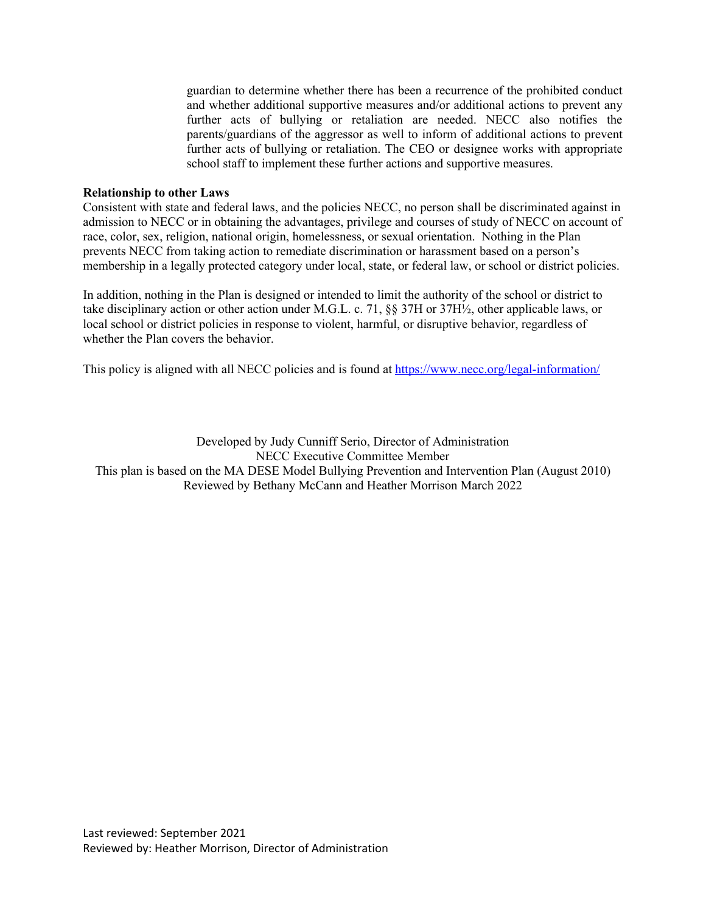guardian to determine whether there has been a recurrence of the prohibited conduct and whether additional supportive measures and/or additional actions to prevent any further acts of bullying or retaliation are needed. NECC also notifies the parents/guardians of the aggressor as well to inform of additional actions to prevent further acts of bullying or retaliation. The CEO or designee works with appropriate school staff to implement these further actions and supportive measures.

**Relationship to other Laws**

Consistent with state and federal laws, and the policies NECC, no person shall be discriminated against in admission to NECC or in obtaining the advantages, privilege and courses of study of NECC on account of race, color, sex, religion, national origin, homelessness, or sexual orientation. Nothing in the Plan prevents NECC from taking action to remediate discrimination or harassment based on a person's membership in a legally protected category under local, state, or federal law, or school or district policies.

In addition, nothing in the Plan is designed or intended to limit the authority of the school or district to take disciplinary action or other action under M.G.L. c. 71, §§ 37H or 37H½, other applicable laws, or local school or district policies in response to violent, harmful, or disruptive behavior, regardless of whether the Plan covers the behavior.

This policy is aligned with all NECC policies and is found at https://www.necc.org/legal-information/

Developed by Judy Cunniff Serio, Director of Administration
NECC Executive Committee Member
This plan is based on the MA DESE Model Bullying Prevention and Intervention Plan (August 2010)
Reviewed by Bethany McCann and Heather Morrison March 2022

Last reviewed: September 2021
Reviewed by: Heather Morrison, Director of Administration